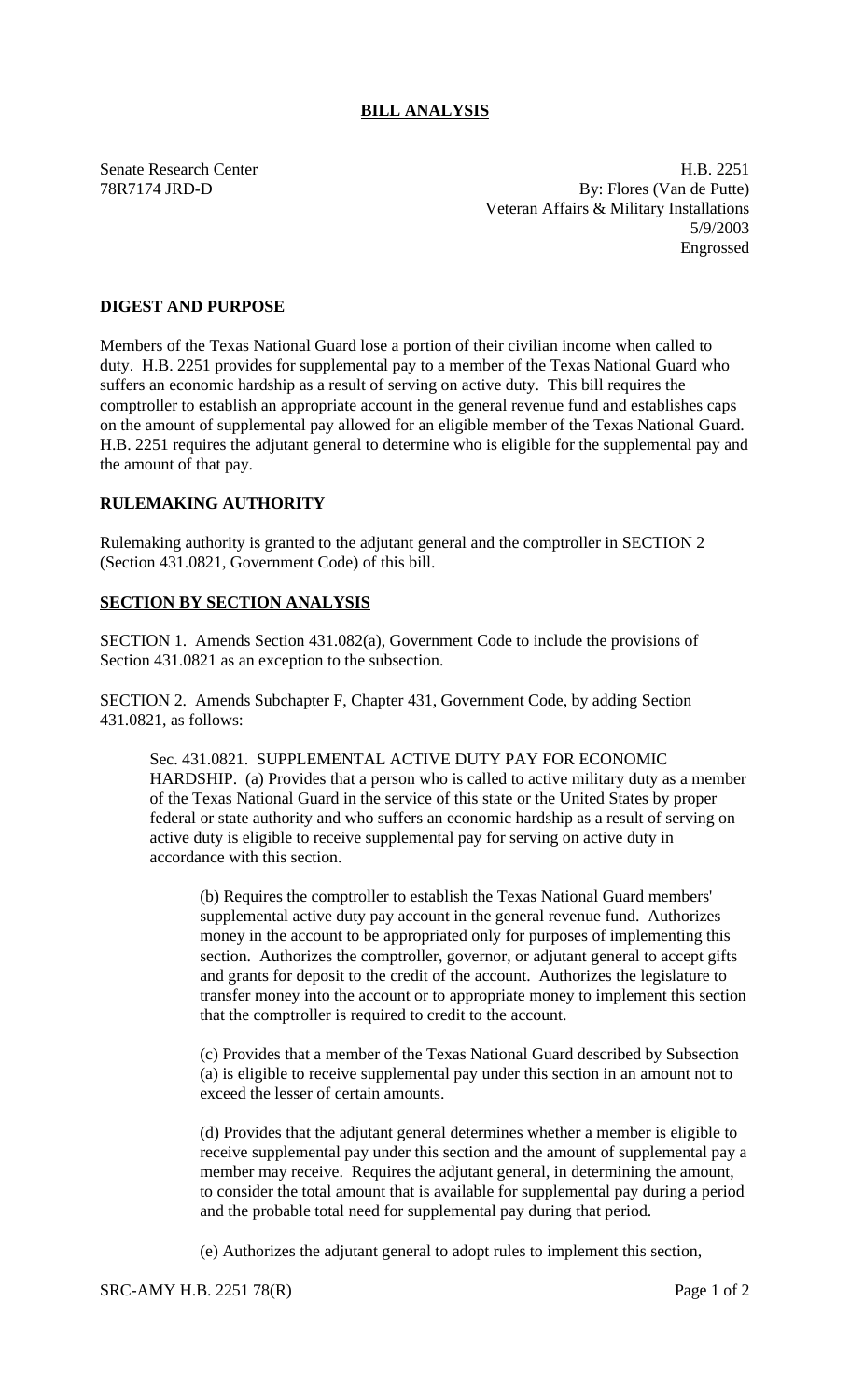# BILL ANALYSIS

Senate Research Center
78R7174 JRD-D

H.B. 2251
By: Flores (Van de Putte)
Veteran Affairs & Military Installations
5/9/2003
Engrossed

## DIGEST AND PURPOSE

Members of the Texas National Guard lose a portion of their civilian income when called to duty. H.B. 2251 provides for supplemental pay to a member of the Texas National Guard who suffers an economic hardship as a result of serving on active duty. This bill requires the comptroller to establish an appropriate account in the general revenue fund and establishes caps on the amount of supplemental pay allowed for an eligible member of the Texas National Guard. H.B. 2251 requires the adjutant general to determine who is eligible for the supplemental pay and the amount of that pay.

## RULEMAKING AUTHORITY

Rulemaking authority is granted to the adjutant general and the comptroller in SECTION 2 (Section 431.0821, Government Code) of this bill.

## SECTION BY SECTION ANALYSIS

SECTION 1. Amends Section 431.082(a), Government Code to include the provisions of Section 431.0821 as an exception to the subsection.

SECTION 2. Amends Subchapter F, Chapter 431, Government Code, by adding Section 431.0821, as follows:

Sec. 431.0821. SUPPLEMENTAL ACTIVE DUTY PAY FOR ECONOMIC HARDSHIP. (a) Provides that a person who is called to active military duty as a member of the Texas National Guard in the service of this state or the United States by proper federal or state authority and who suffers an economic hardship as a result of serving on active duty is eligible to receive supplemental pay for serving on active duty in accordance with this section.

(b) Requires the comptroller to establish the Texas National Guard members' supplemental active duty pay account in the general revenue fund. Authorizes money in the account to be appropriated only for purposes of implementing this section. Authorizes the comptroller, governor, or adjutant general to accept gifts and grants for deposit to the credit of the account. Authorizes the legislature to transfer money into the account or to appropriate money to implement this section that the comptroller is required to credit to the account.

(c) Provides that a member of the Texas National Guard described by Subsection (a) is eligible to receive supplemental pay under this section in an amount not to exceed the lesser of certain amounts.

(d) Provides that the adjutant general determines whether a member is eligible to receive supplemental pay under this section and the amount of supplemental pay a member may receive. Requires the adjutant general, in determining the amount, to consider the total amount that is available for supplemental pay during a period and the probable total need for supplemental pay during that period.

(e) Authorizes the adjutant general to adopt rules to implement this section,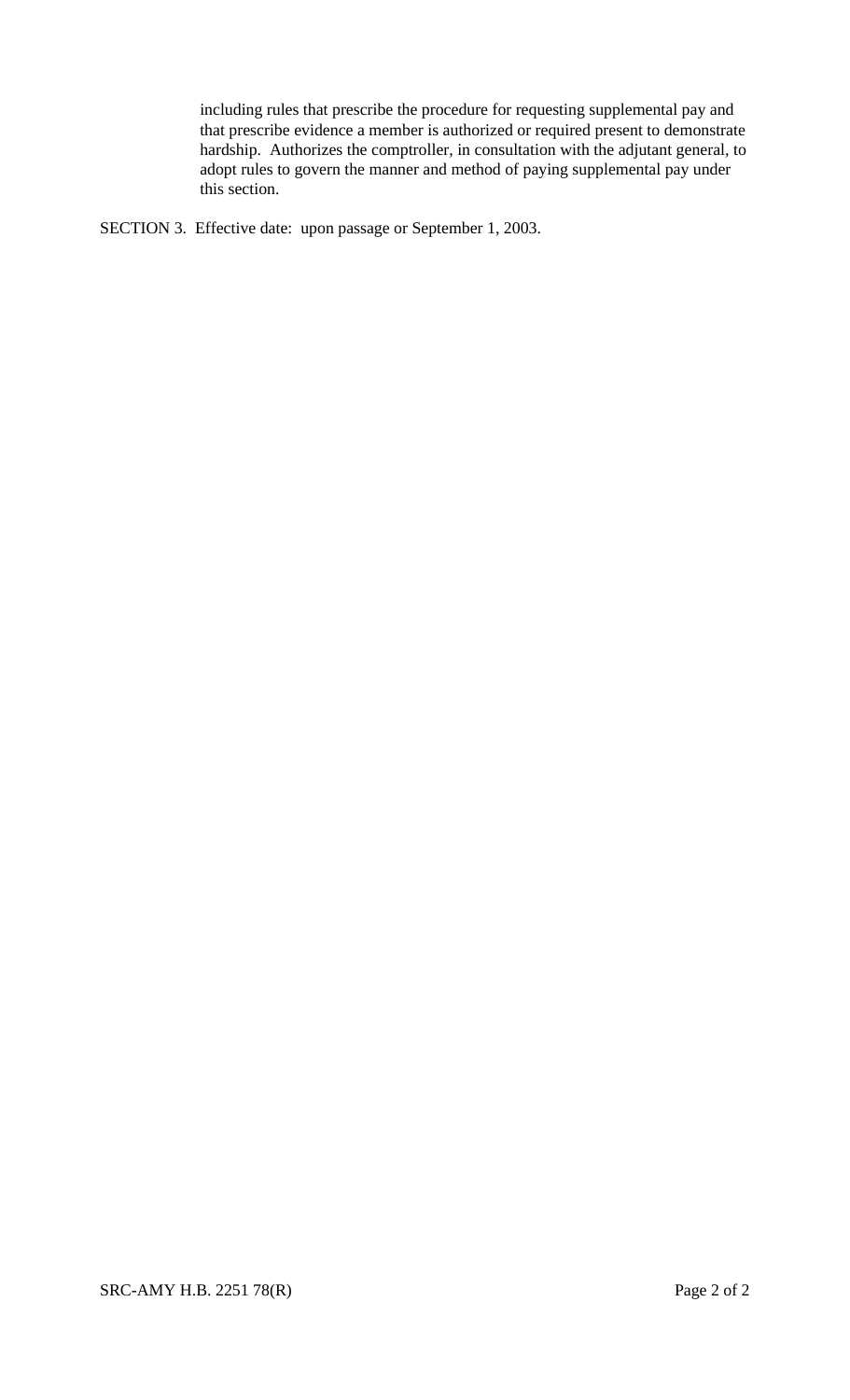including rules that prescribe the procedure for requesting supplemental pay and that prescribe evidence a member is authorized or required present to demonstrate hardship. Authorizes the comptroller, in consultation with the adjutant general, to adopt rules to govern the manner and method of paying supplemental pay under this section.

SECTION 3. Effective date: upon passage or September 1, 2003.